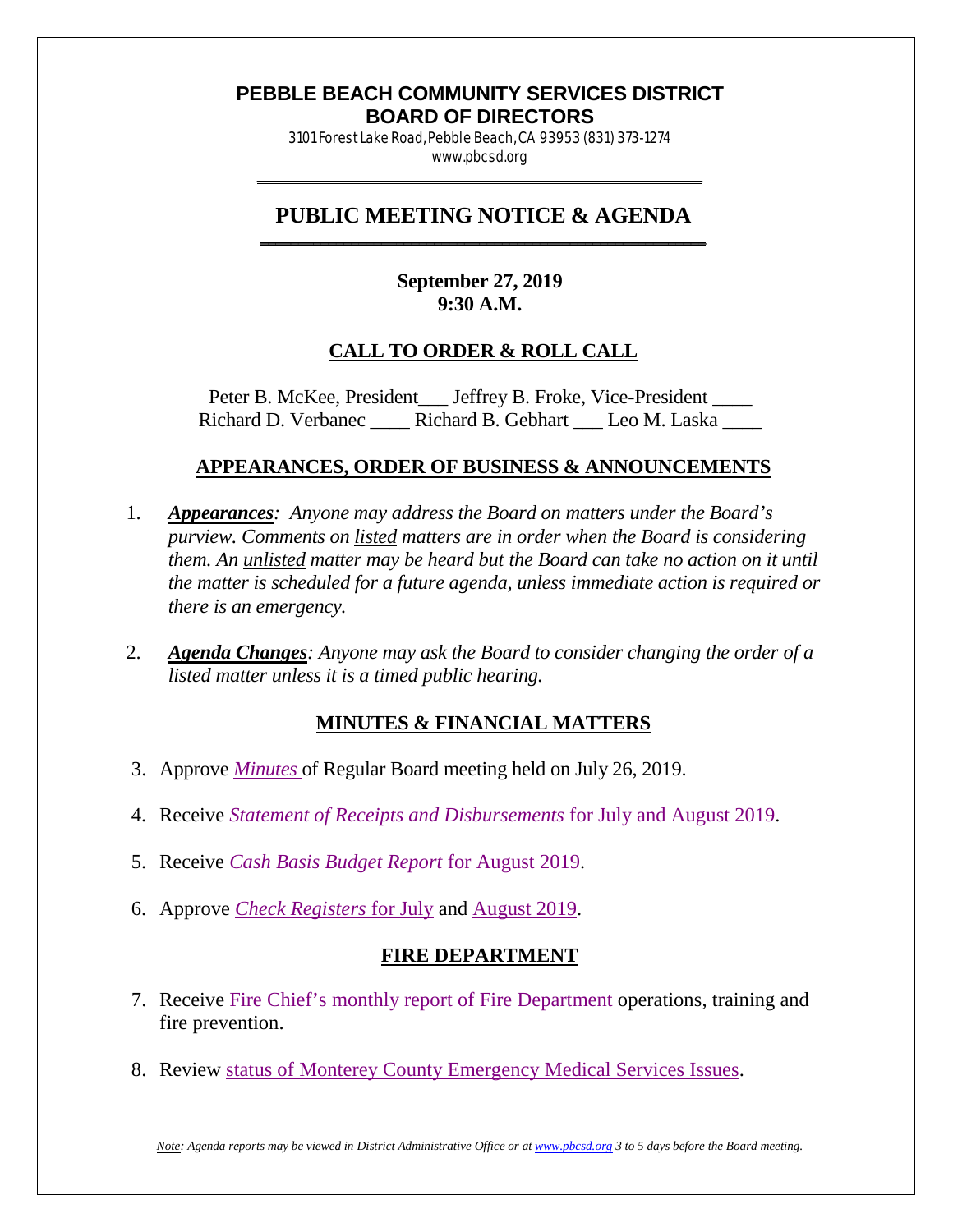# PEBBLE BEACH COMMUNITY SERVICES DISTRICT
# BOARD OF DIRECTORS

3101 Forest Lake Road, Pebble Beach, CA 93953 (831) 373-1274
www.pbcsd.org

## PUBLIC MEETING NOTICE & AGENDA

**September 27, 2019**
**9:30 A.M.**

## CALL TO ORDER & ROLL CALL

Peter B. McKee, President___ Jeffrey B. Froke, Vice-President ____
Richard D. Verbanec ____ Richard B. Gebhart ___ Leo M. Laska ____

## APPEARANCES, ORDER OF BUSINESS & ANNOUNCEMENTS

1. ***Appearances***: *Anyone may address the Board on matters under the Board's purview. Comments on listed matters are in order when the Board is considering them. An unlisted matter may be heard but the Board can take no action on it until the matter is scheduled for a future agenda, unless immediate action is required or there is an emergency.*

2. ***Agenda Changes***: *Anyone may ask the Board to consider changing the order of a listed matter unless it is a timed public hearing.*

## MINUTES & FINANCIAL MATTERS

3. Approve *Minutes* of Regular Board meeting held on July 26, 2019.

4. Receive *Statement of Receipts and Disbursements* for July and August 2019.

5. Receive *Cash Basis Budget Report* for August 2019.

6. Approve *Check Registers* for July and August 2019.

## FIRE DEPARTMENT

7. Receive Fire Chief's monthly report of Fire Department operations, training and fire prevention.

8. Review status of Monterey County Emergency Medical Services Issues.

*Note: Agenda reports may be viewed in District Administrative Office or at www.pbcsd.org 3 to 5 days before the Board meeting.*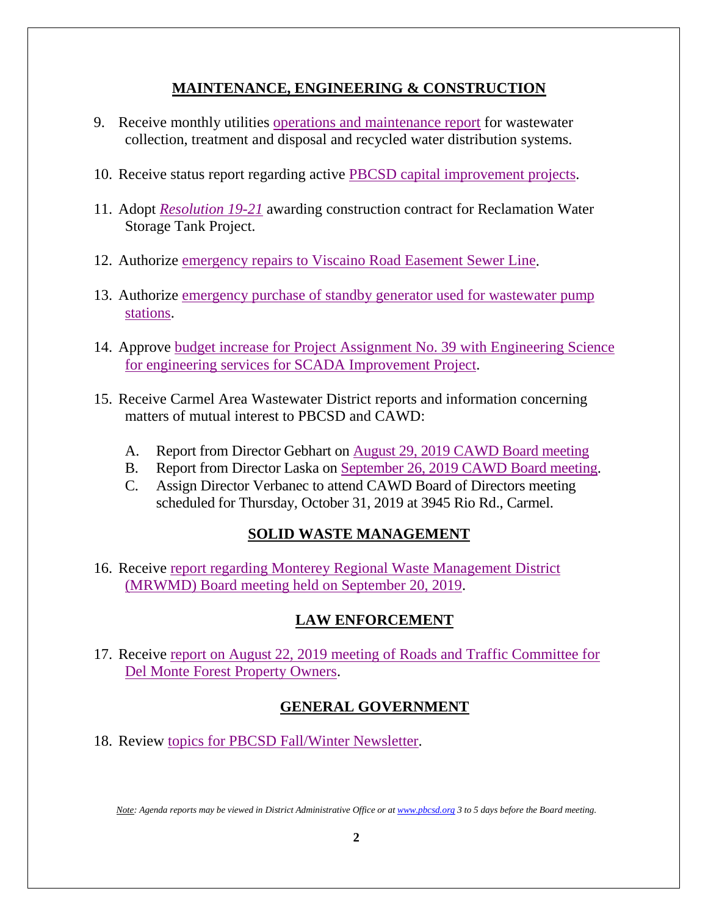## MAINTENANCE, ENGINEERING & CONSTRUCTION

9. Receive monthly utilities operations and maintenance report for wastewater collection, treatment and disposal and recycled water distribution systems.

10. Receive status report regarding active PBCSD capital improvement projects.

11. Adopt *Resolution 19-21* awarding construction contract for Reclamation Water Storage Tank Project.

12. Authorize emergency repairs to Viscaino Road Easement Sewer Line.

13. Authorize emergency purchase of standby generator used for wastewater pump stations.

14. Approve budget increase for Project Assignment No. 39 with Engineering Science for engineering services for SCADA Improvement Project.

15. Receive Carmel Area Wastewater District reports and information concerning matters of mutual interest to PBCSD and CAWD:

    A. Report from Director Gebhart on August 29, 2019 CAWD Board meeting
    B. Report from Director Laska on September 26, 2019 CAWD Board meeting.
    C. Assign Director Verbanec to attend CAWD Board of Directors meeting scheduled for Thursday, October 31, 2019 at 3945 Rio Rd., Carmel.

## SOLID WASTE MANAGEMENT

16. Receive report regarding Monterey Regional Waste Management District (MRWMD) Board meeting held on September 20, 2019.

## LAW ENFORCEMENT

17. Receive report on August 22, 2019 meeting of Roads and Traffic Committee for Del Monte Forest Property Owners.

## GENERAL GOVERNMENT

18. Review topics for PBCSD Fall/Winter Newsletter.

*Note: Agenda reports may be viewed in District Administrative Office or at www.pbcsd.org 3 to 5 days before the Board meeting.*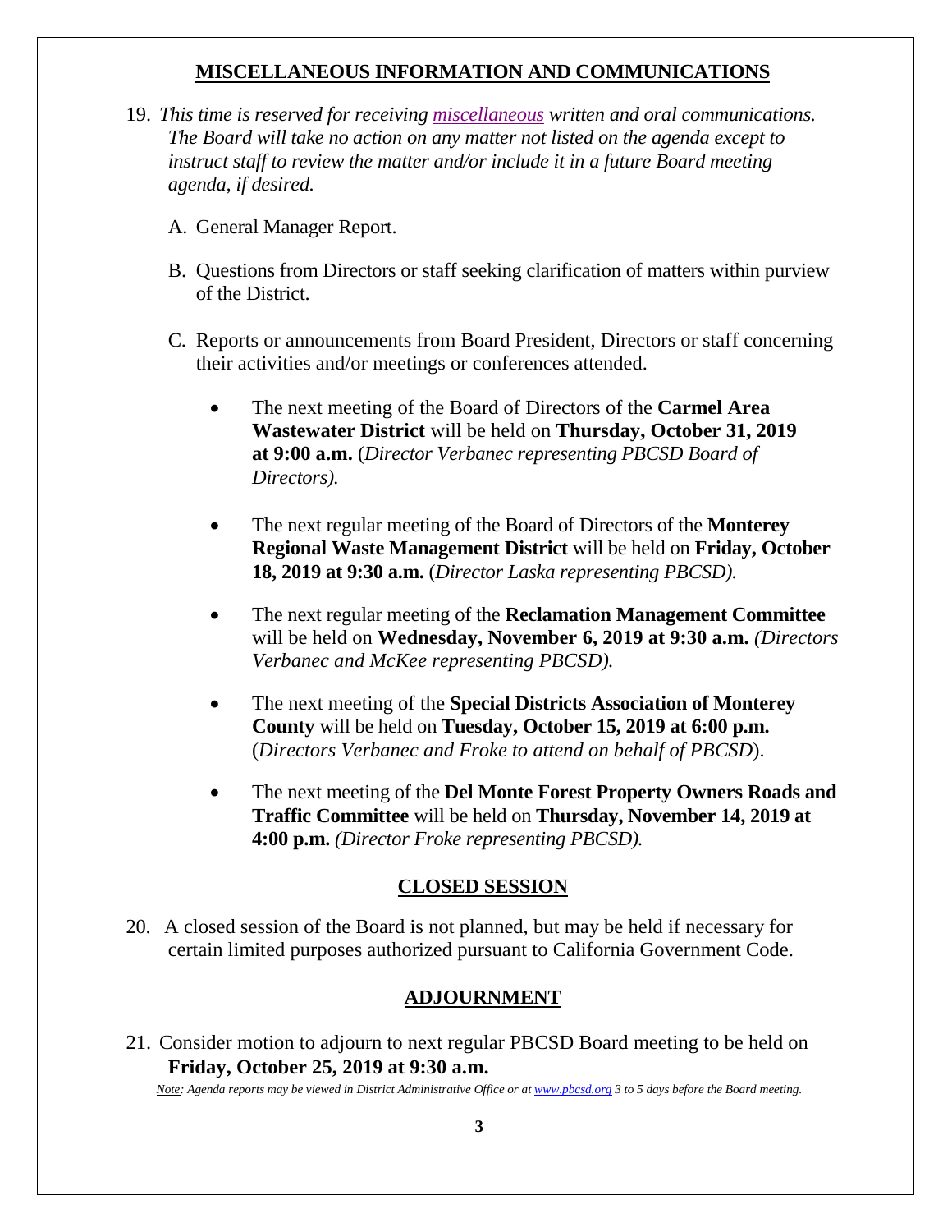## MISCELLANEOUS INFORMATION AND COMMUNICATIONS

19. *This time is reserved for receiving miscellaneous written and oral communications. The Board will take no action on any matter not listed on the agenda except to instruct staff to review the matter and/or include it in a future Board meeting agenda, if desired.*

    A. General Manager Report.

    B. Questions from Directors or staff seeking clarification of matters within purview of the District.

    C. Reports or announcements from Board President, Directors or staff concerning their activities and/or meetings or conferences attended.

    - The next meeting of the Board of Directors of the **Carmel Area Wastewater District** will be held on **Thursday, October 31, 2019 at 9:00 a.m.** (*Director Verbanec representing PBCSD Board of Directors).*
    - The next regular meeting of the Board of Directors of the **Monterey Regional Waste Management District** will be held on **Friday, October 18, 2019 at 9:30 a.m.** (*Director Laska representing PBCSD).*
    - The next regular meeting of the **Reclamation Management Committee** will be held on **Wednesday, November 6, 2019 at 9:30 a.m.** *(Directors Verbanec and McKee representing PBCSD).*
    - The next meeting of the **Special Districts Association of Monterey County** will be held on **Tuesday, October 15, 2019 at 6:00 p.m.** (*Directors Verbanec and Froke to attend on behalf of PBCSD*).
    - The next meeting of the **Del Monte Forest Property Owners Roads and Traffic Committee** will be held on **Thursday, November 14, 2019 at 4:00 p.m.** *(Director Froke representing PBCSD).*

## CLOSED SESSION

20. A closed session of the Board is not planned, but may be held if necessary for certain limited purposes authorized pursuant to California Government Code.

## ADJOURNMENT

21. Consider motion to adjourn to next regular PBCSD Board meeting to be held on **Friday, October 25, 2019 at 9:30 a.m.**

*Note: Agenda reports may be viewed in District Administrative Office or at www.pbcsd.org 3 to 5 days before the Board meeting.*